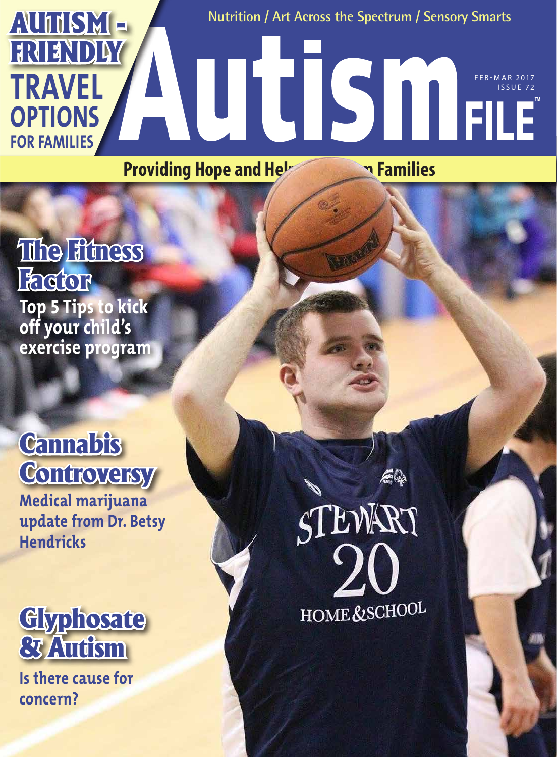Nutrition / Art Across the Spectrum / Sensory Smarts

# Autism FILE

FEB-MAR 2017
ISSUE 72

**Providing Hope and Hel... Families**

## AUTISM - FRIENDLY TRAVEL OPTIONS FOR FAMILIES

## The Fitness Factor

**Top 5 Tips to kick off your child's exercise program**

## Cannabis Controversy

**Medical marijuana update from Dr. Betsy Hendricks**

## Glyphosate & Autism

**Is there cause for concern?**

STEWART 20 HOME &SCHOOL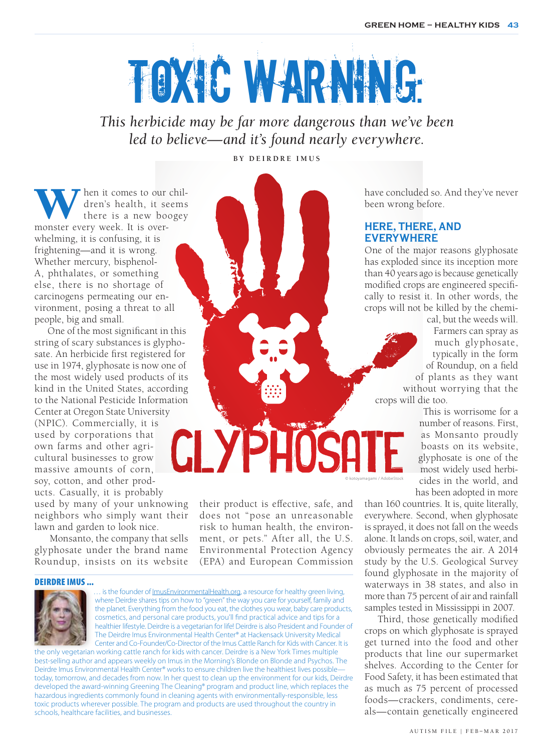# TOXIC WARNING:

*This herbicide may be far more dangerous than we've been led to believe—and it's found nearly everywhere.*

BY DEIRDRE IMUS

When it comes to our children's health, it seems there is a new boogey monster every week. It is overwhelming, it is confusing, it is frightening—and it is wrong. Whether mercury, bisphenol-A, phthalates, or something else, there is no shortage of carcinogens permeating our environment, posing a threat to all people, big and small.

One of the most significant in this string of scary substances is glyphosate. An herbicide first registered for use in 1974, glyphosate is now one of the most widely used products of its kind in the United States, according to the National Pesticide Information Center at Oregon State University (NPIC). Commercially, it is used by corporations that own farms and other agricultural businesses to grow massive amounts of corn, soy, cotton, and other products. Casually, it is probably used by many of your unknowing neighbors who simply want their lawn and garden to look nice.

Monsanto, the company that sells glyphosate under the brand name Roundup, insists on its website their product is effective, safe, and does not "pose an unreasonable risk to human health, the environment, or pets." After all, the U.S. Environmental Protection Agency (EPA) and European Commission have concluded so. And they've never been wrong before.

© kotoyamagami / AdobeStock

## HERE, THERE, AND EVERYWHERE

One of the major reasons glyphosate has exploded since its inception more than 40 years ago is because genetically modified crops are engineered specifically to resist it. In other words, the crops will not be killed by the chemical, but the weeds will. Farmers can spray as much glyphosate, typically in the form of Roundup, on a field of plants as they want without worrying that the crops will die too.

This is worrisome for a number of reasons. First, as Monsanto proudly boasts on its website, glyphosate is one of the most widely used herbicides in the world, and has been adopted in more than 160 countries. It is, quite literally, everywhere. Second, when glyphosate is sprayed, it does not fall on the weeds alone. It lands on crops, soil, water, and obviously permeates the air. A 2014 study by the U.S. Geological Survey found glyphosate in the majority of waterways in 38 states, and also in more than 75 percent of air and rainfall samples tested in Mississippi in 2007.

Third, those genetically modified crops on which glyphosate is sprayed get turned into the food and other products that line our supermarket shelves. According to the Center for Food Safety, it has been estimated that as much as 75 percent of processed foods—crackers, condiments, cereals—contain genetically engineered

**DEIRDRE IMUS ...**

... is the founder of ImusEnvironmentalHealth.org, a resource for healthy green living, where Deirdre shares tips on how to "green" the way you care for yourself, family and the planet. Everything from the food you eat, the clothes you wear, baby care products, cosmetics, and personal care products, you'll find practical advice and tips for a healthier lifestyle. Deirdre is a vegetarian for life! Deirdre is also President and Founder of The Deirdre Imus Environmental Health Center® at Hackensack University Medical Center and Co-Founder/Co-Director of the Imus Cattle Ranch for Kids with Cancer. It is the only vegetarian working cattle ranch for kids with cancer. Deirdre is a New York Times multiple best-selling author and appears weekly on Imus in the Morning's Blonde on Blonde and Psychos. The Deirdre Imus Environmental Health Center® works to ensure children live the healthiest lives possible—today, tomorrow, and decades from now. In her quest to clean up the environment for our kids, Deirdre developed the award-winning Greening The Cleaning® program and product line, which replaces the hazardous ingredients commonly found in cleaning agents with environmentally-responsible, less toxic products wherever possible. The program and products are used throughout the country in schools, healthcare facilities, and businesses.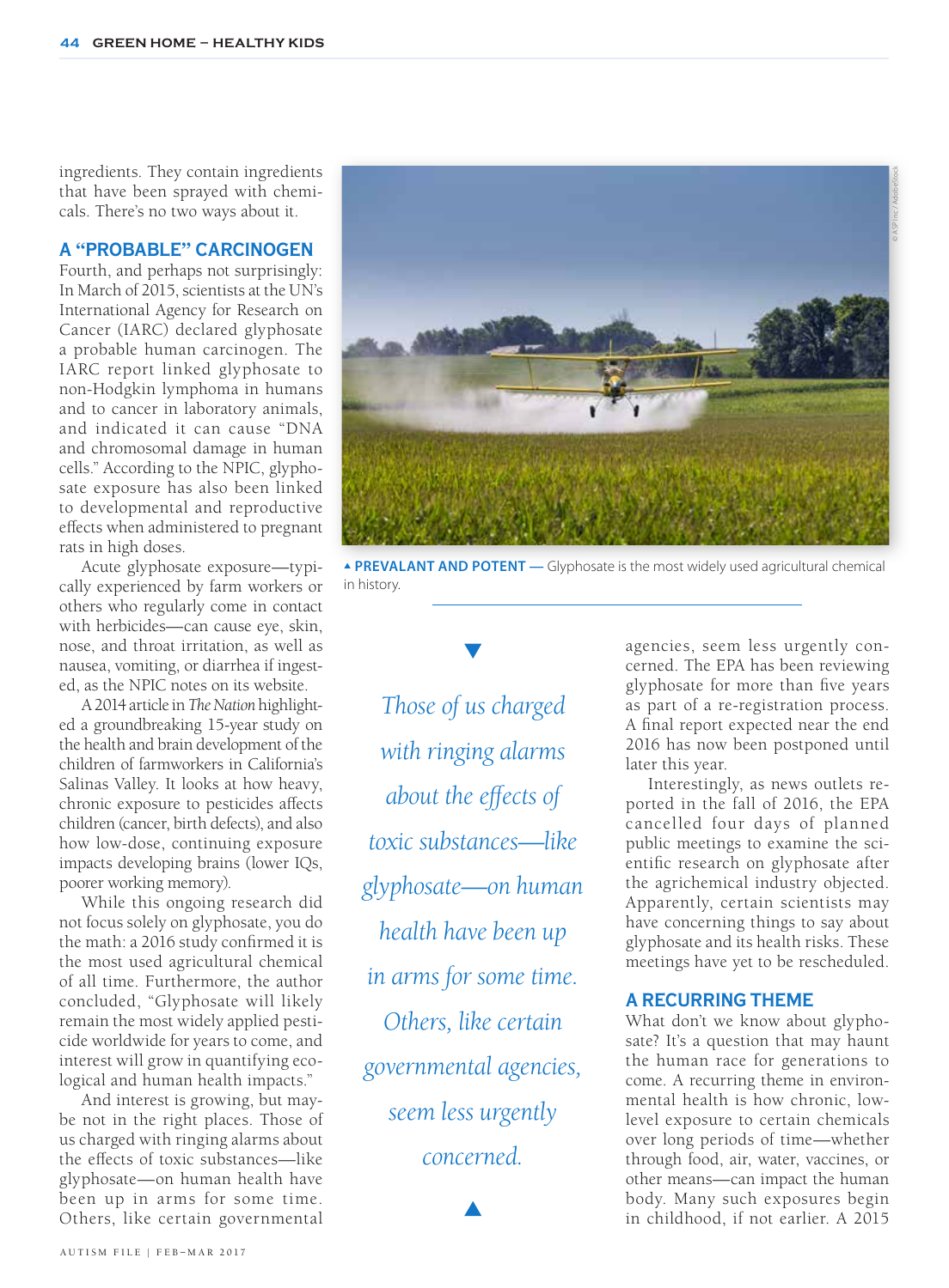ingredients. They contain ingredients that have been sprayed with chemicals. There's no two ways about it.

## A "PROBABLE" CARCINOGEN

Fourth, and perhaps not surprisingly: In March of 2015, scientists at the UN's International Agency for Research on Cancer (IARC) declared glyphosate a probable human carcinogen. The IARC report linked glyphosate to non-Hodgkin lymphoma in humans and to cancer in laboratory animals, and indicated it can cause "DNA and chromosomal damage in human cells." According to the NPIC, glyphosate exposure has also been linked to developmental and reproductive effects when administered to pregnant rats in high doses.

Acute glyphosate exposure—typically experienced by farm workers or others who regularly come in contact with herbicides—can cause eye, skin, nose, and throat irritation, as well as nausea, vomiting, or diarrhea if ingested, as the NPIC notes on its website.

A 2014 article in *The Nation* highlighted a groundbreaking 15-year study on the health and brain development of the children of farmworkers in California's Salinas Valley. It looks at how heavy, chronic exposure to pesticides affects children (cancer, birth defects), and also how low-dose, continuing exposure impacts developing brains (lower IQs, poorer working memory).

While this ongoing research did not focus solely on glyphosate, you do the math: a 2016 study confirmed it is the most used agricultural chemical of all time. Furthermore, the author concluded, "Glyphosate will likely remain the most widely applied pesticide worldwide for years to come, and interest will grow in quantifying ecological and human health impacts."

And interest is growing, but maybe not in the right places. Those of us charged with ringing alarms about the effects of toxic substances—like glyphosate—on human health have been up in arms for some time. Others, like certain governmental agencies, seem less urgently concerned. The EPA has been reviewing glyphosate for more than five years as part of a re-registration process. A final report expected near the end 2016 has now been postponed until later this year.

**PREVALANT AND POTENT —** Glyphosate is the most widely used agricultural chemical in history.

*Those of us charged with ringing alarms about the effects of toxic substances—like glyphosate—on human health have been up in arms for some time. Others, like certain governmental agencies, seem less urgently concerned.*

Interestingly, as news outlets reported in the fall of 2016, the EPA cancelled four days of planned public meetings to examine the scientific research on glyphosate after the agrichemical industry objected. Apparently, certain scientists may have concerning things to say about glyphosate and its health risks. These meetings have yet to be rescheduled.

## A RECURRING THEME

What don't we know about glyphosate? It's a question that may haunt the human race for generations to come. A recurring theme in environmental health is how chronic, low-level exposure to certain chemicals over long periods of time—whether through food, air, water, vaccines, or other means—can impact the human body. Many such exposures begin in childhood, if not earlier. A 2015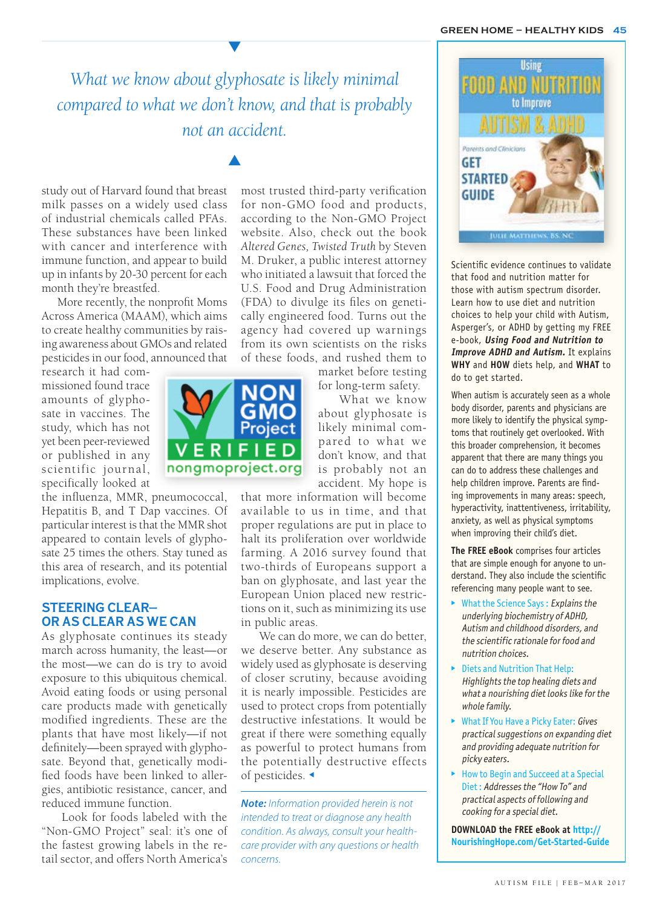*What we know about glyphosate is likely minimal compared to what we don't know, and that is probably not an accident.*

study out of Harvard found that breast milk passes on a widely used class of industrial chemicals called PFAs. These substances have been linked with cancer and interference with immune function, and appear to build up in infants by 20-30 percent for each month they're breastfed.

More recently, the nonprofit Moms Across America (MAAM), which aims to create healthy communities by raising awareness about GMOs and related pesticides in our food, announced that research it had commissioned found trace amounts of glyphosate in vaccines. The study, which has not yet been peer-reviewed or published in any scientific journal, specifically looked at the influenza, MMR, pneumococcal, Hepatitis B, and T Dap vaccines. Of particular interest is that the MMR shot appeared to contain levels of glyphosate 25 times the others. Stay tuned as this area of research, and its potential implications, evolve.

## STEERING CLEAR–OR AS CLEAR AS WE CAN

As glyphosate continues its steady march across humanity, the least—or the most—we can do is try to avoid exposure to this ubiquitous chemical. Avoid eating foods or using personal care products made with genetically modified ingredients. These are the plants that have most likely—if not definitely—been sprayed with glyphosate. Beyond that, genetically modified foods have been linked to allergies, antibiotic resistance, cancer, and reduced immune function.

Look for foods labeled with the "Non-GMO Project" seal: it's one of the fastest growing labels in the retail sector, and offers North America's most trusted third-party verification for non-GMO food and products, according to the Non-GMO Project website. Also, check out the book *Altered Genes, Twisted Truth* by Steven M. Druker, a public interest attorney who initiated a lawsuit that forced the U.S. Food and Drug Administration (FDA) to divulge its files on genetically engineered food. Turns out the agency had covered up warnings from its own scientists on the risks of these foods, and rushed them to market before testing for long-term safety.

NON GMO Project VERIFIED nongmoproject.org

What we know about glyphosate is likely minimal compared to what we don't know, and that is probably not an accident. My hope is that more information will become available to us in time, and that proper regulations are put in place to halt its proliferation over worldwide farming. A 2016 survey found that two-thirds of Europeans support a ban on glyphosate, and last year the European Union placed new restrictions on it, such as minimizing its use in public areas.

We can do more, we can do better, we deserve better. Any substance as widely used as glyphosate is deserving of closer scrutiny, because avoiding it is nearly impossible. Pesticides are used to protect crops from potentially destructive infestations. It would be great if there were something equally as powerful to protect humans from the potentially destructive effects of pesticides. ◂

***Note:*** *Information provided herein is not intended to treat or diagnose any health condition. As always, consult your health-care provider with any questions or health concerns.*

---

Using FOOD AND NUTRITION to Improve AUTISM & ADHD

Parents and Clinicians GET STARTED GUIDE

JULIE MATTHEWS, BS, NC

Scientific evidence continues to validate that food and nutrition matter for those with autism spectrum disorder. Learn how to use diet and nutrition choices to help your child with Autism, Asperger's, or ADHD by getting my FREE e-book, ***Using Food and Nutrition to Improve ADHD and Autism.*** It explains **WHY** and **HOW** diets help, and **WHAT** to do to get started.

When autism is accurately seen as a whole body disorder, parents and physicians are more likely to identify the physical symptoms that routinely get overlooked. With this broader comprehension, it becomes apparent that there are many things you can do to address these challenges and help children improve. Parents are finding improvements in many areas: speech, hyperactivity, inattentiveness, irritability, anxiety, as well as physical symptoms when improving their child's diet.

**The FREE eBook** comprises four articles that are simple enough for anyone to understand. They also include the scientific referencing many people want to see.

- What the Science Says : *Explains the underlying biochemistry of ADHD, Autism and childhood disorders, and the scientific rationale for food and nutrition choices.*
- Diets and Nutrition That Help: *Highlights the top healing diets and what a nourishing diet looks like for the whole family.*
- What If You Have a Picky Eater: *Gives practical suggestions on expanding diet and providing adequate nutrition for picky eaters.*
- How to Begin and Succeed at a Special Diet : *Addresses the "How To" and practical aspects of following and cooking for a special diet.*

**DOWNLOAD the FREE eBook at http://NourishingHope.com/Get-Started-Guide**